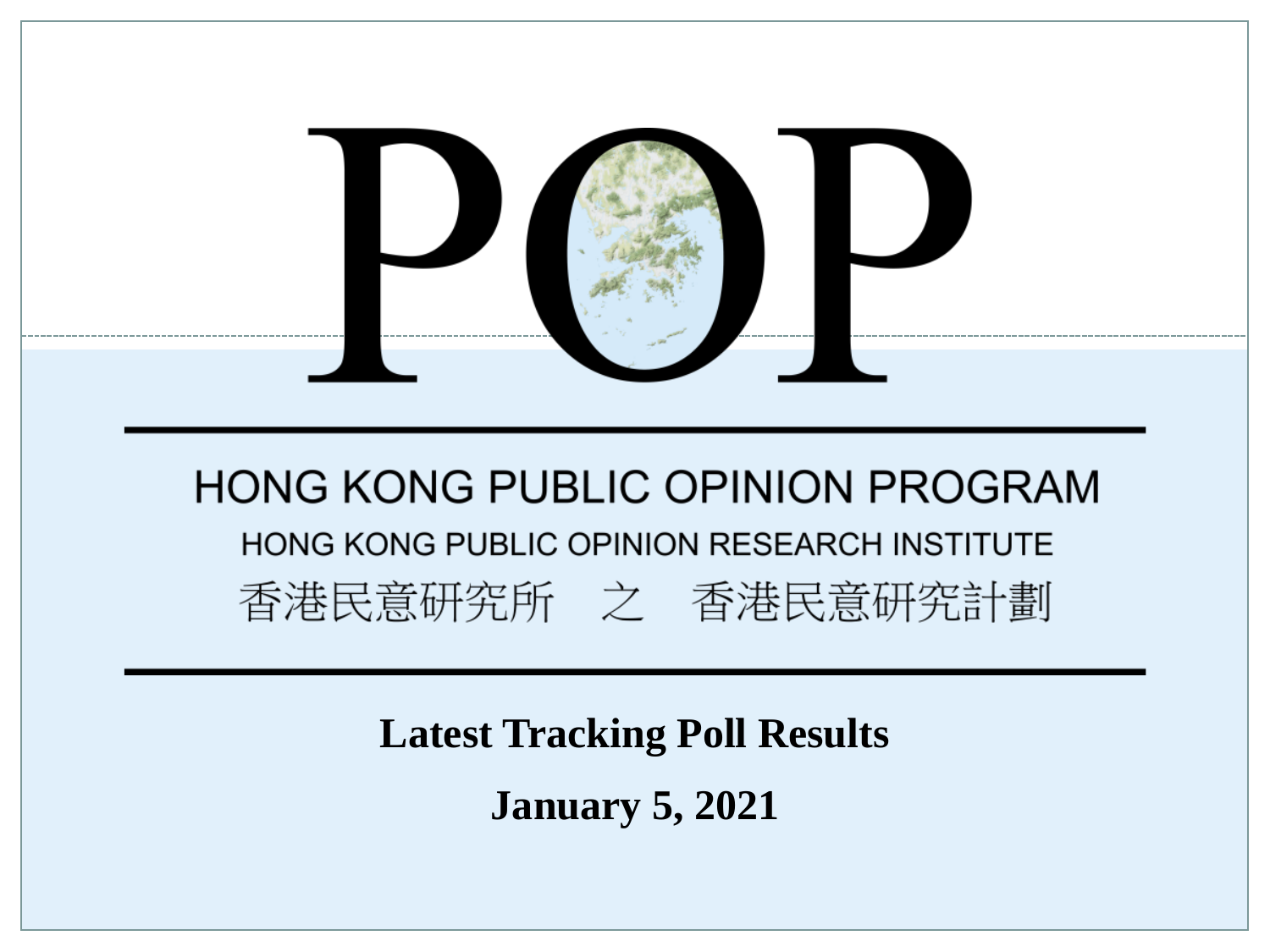# POP

## HONG KONG PUBLIC OPINION PROGRAM

### HONG KONG PUBLIC OPINION RESEARCH INSTITUTE

香港民意研究所　之　香港民意研究計劃

**Latest Tracking Poll Results**

**January 5, 2021**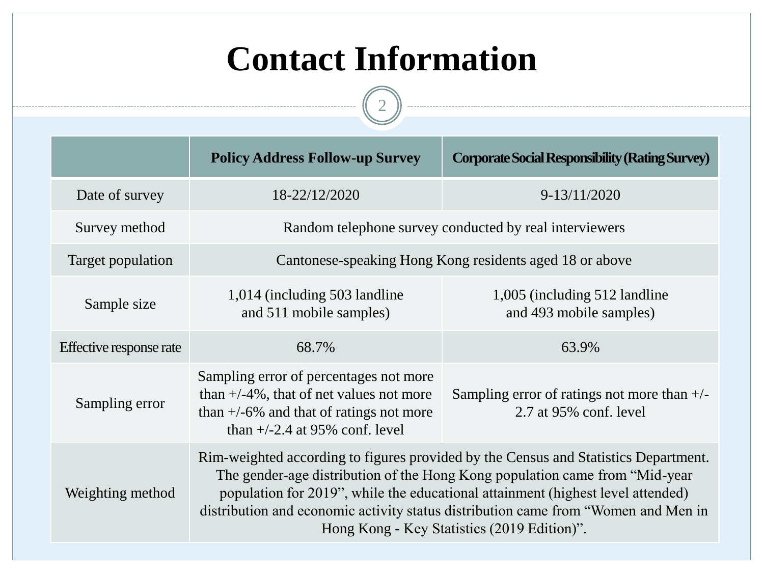# Contact Information

| | Policy Address Follow-up Survey | Corporate Social Responsibility (Rating Survey) |
|---|---|---|
| Date of survey | 18-22/12/2020 | 9-13/11/2020 |
| Survey method | Random telephone survey conducted by real interviewers | |
| Target population | Cantonese-speaking Hong Kong residents aged 18 or above | |
| Sample size | 1,014 (including 503 landline and 511 mobile samples) | 1,005 (including 512 landline and 493 mobile samples) |
| Effective response rate | 68.7% | 63.9% |
| Sampling error | Sampling error of percentages not more than +/-4%, that of net values not more than +/-6% and that of ratings not more than +/-2.4 at 95% conf. level | Sampling error of ratings not more than +/-2.7 at 95% conf. level |
| Weighting method | Rim-weighted according to figures provided by the Census and Statistics Department. The gender-age distribution of the Hong Kong population came from "Mid-year population for 2019", while the educational attainment (highest level attended) distribution and economic activity status distribution came from "Women and Men in Hong Kong - Key Statistics (2019 Edition)". | |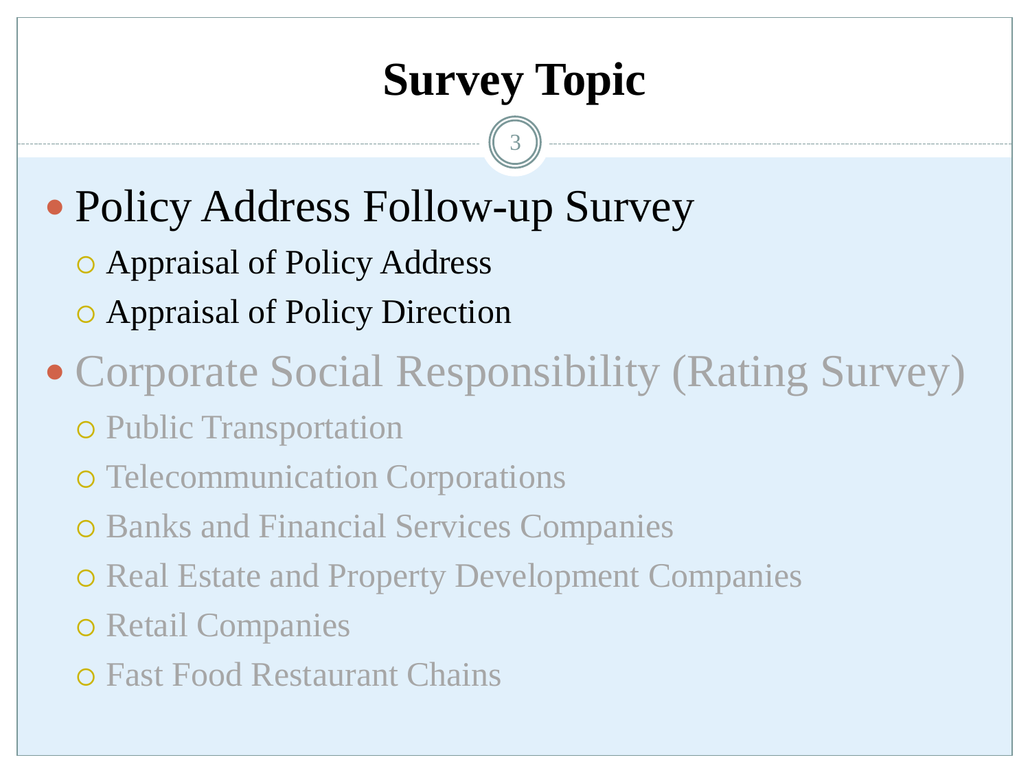# Survey Topic

- Policy Address Follow-up Survey
  - Appraisal of Policy Address
  - Appraisal of Policy Direction
- Corporate Social Responsibility (Rating Survey)
  - Public Transportation
  - Telecommunication Corporations
  - Banks and Financial Services Companies
  - Real Estate and Property Development Companies
  - Retail Companies
  - Fast Food Restaurant Chains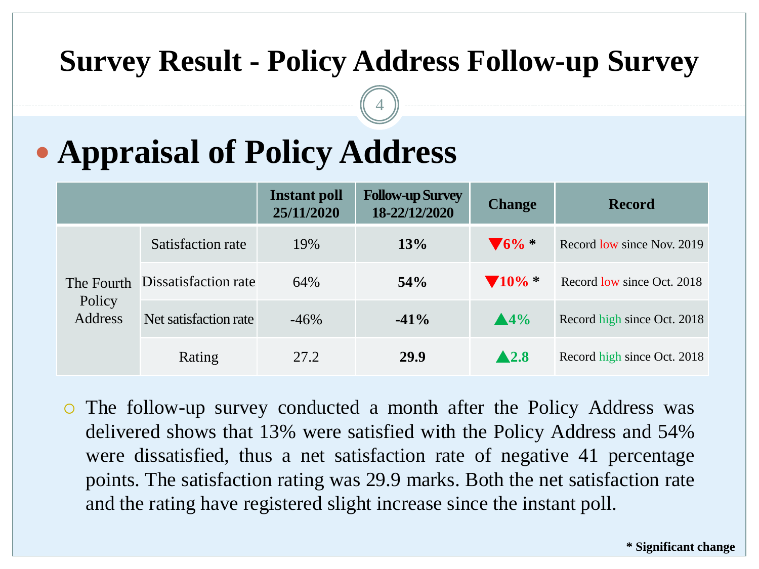# Survey Result - Policy Address Follow-up Survey

## Appraisal of Policy Address

| | | Instant poll 25/11/2020 | Follow-up Survey 18-22/12/2020 | Change | Record |
|---|---|---|---|---|---|
| The Fourth Policy Address | Satisfaction rate | 19% | **13%** | ▼**6%** * | Record low since Nov. 2019 |
| | Dissatisfaction rate | 64% | **54%** | ▼**10%** * | Record low since Oct. 2018 |
| | Net satisfaction rate | -46% | **-41%** | ▲**4%** | Record high since Oct. 2018 |
| | Rating | 27.2 | **29.9** | ▲**2.8** | Record high since Oct. 2018 |

- The follow-up survey conducted a month after the Policy Address was delivered shows that 13% were satisfied with the Policy Address and 54% were dissatisfied, thus a net satisfaction rate of negative 41 percentage points. The satisfaction rating was 29.9 marks. Both the net satisfaction rate and the rating have registered slight increase since the instant poll.

**\* Significant change**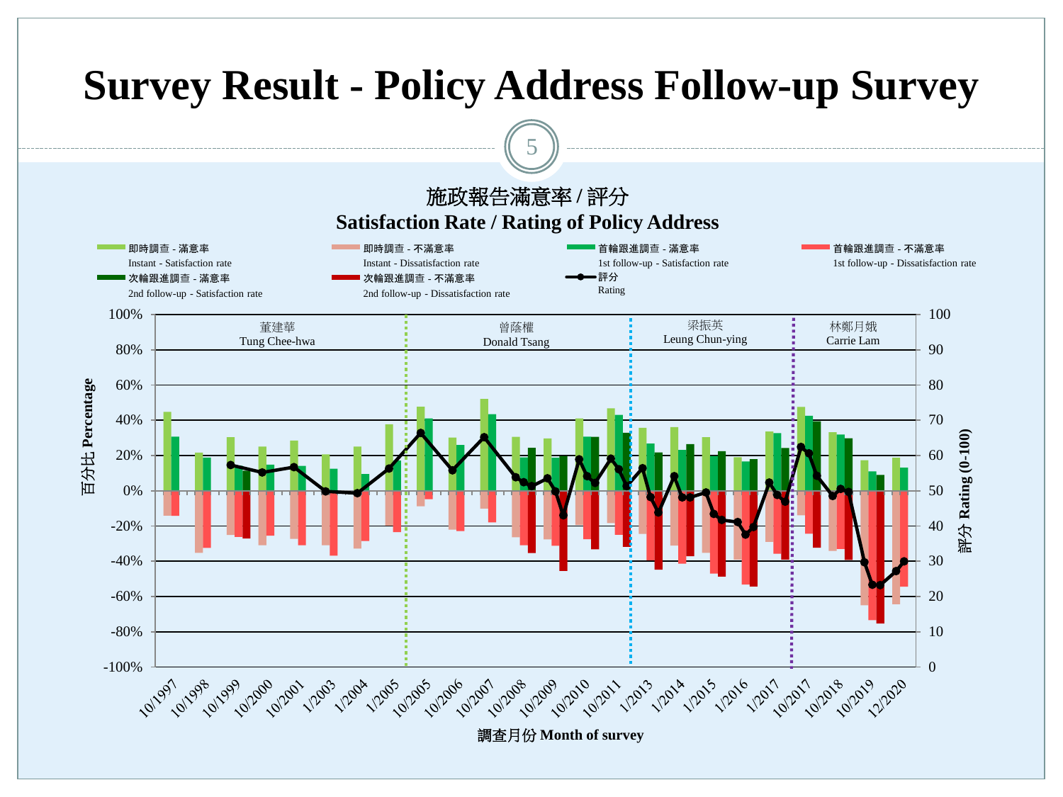# Survey Result - Policy Address Follow-up Survey

施政報告滿意率 / 評分

**Satisfaction Rate / Rating of Policy Address**

即時調查 - 滿意率 Instant - Satisfaction rate
即時調查 - 不滿意率 Instant - Dissatisfaction rate
首輪跟進調查 - 滿意率 1st follow-up - Satisfaction rate
首輪跟進調查 - 不滿意率 1st follow-up - Dissatisfaction rate
次輪跟進調查 - 滿意率 2nd follow-up - Satisfaction rate
次輪跟進調查 - 不滿意率 2nd follow-up - Dissatisfaction rate
評分 Rating

董建華 Tung Chee-hwa | 曾蔭權 Donald Tsang | 梁振英 Leung Chun-ying | 林鄭月娥 Carrie Lam

百分比 Percentage | 評分 Rating (0-100)

調查月份 Month of survey

10/1997, 10/1998, 10/1999, 10/2000, 10/2001, 1/2003, 1/2004, 1/2005, 10/2005, 10/2006, 10/2007, 10/2008, 10/2009, 10/2010, 10/2011, 1/2013, 1/2014, 1/2015, 1/2016, 1/2017, 10/2017, 10/2018, 10/2019, 12/2020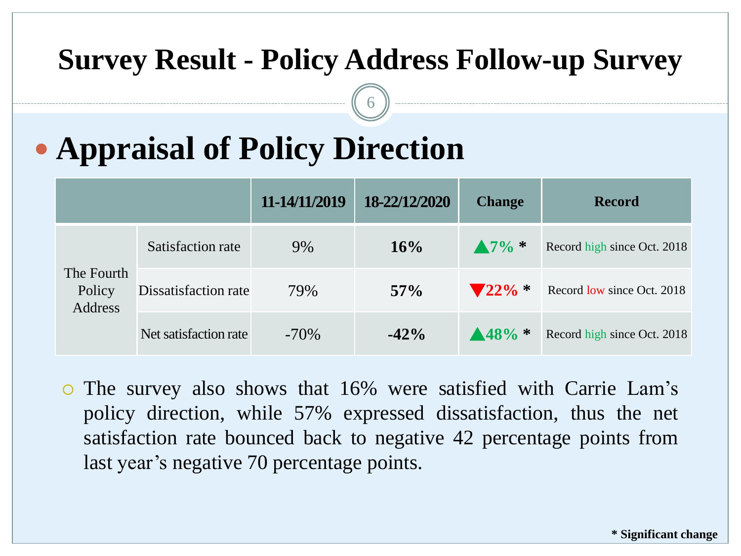# Survey Result - Policy Address Follow-up Survey

## Appraisal of Policy Direction

| | | 11-14/11/2019 | 18-22/12/2020 | Change | Record |
|---|---|---|---|---|---|
| The Fourth Policy Address | Satisfaction rate | 9% | **16%** | ▲7% * | Record high since Oct. 2018 |
| | Dissatisfaction rate | 79% | **57%** | ▼22% * | Record low since Oct. 2018 |
| | Net satisfaction rate | -70% | **-42%** | ▲48% * | Record high since Oct. 2018 |

- The survey also shows that 16% were satisfied with Carrie Lam's policy direction, while 57% expressed dissatisfaction, thus the net satisfaction rate bounced back to negative 42 percentage points from last year's negative 70 percentage points.

**\* Significant change**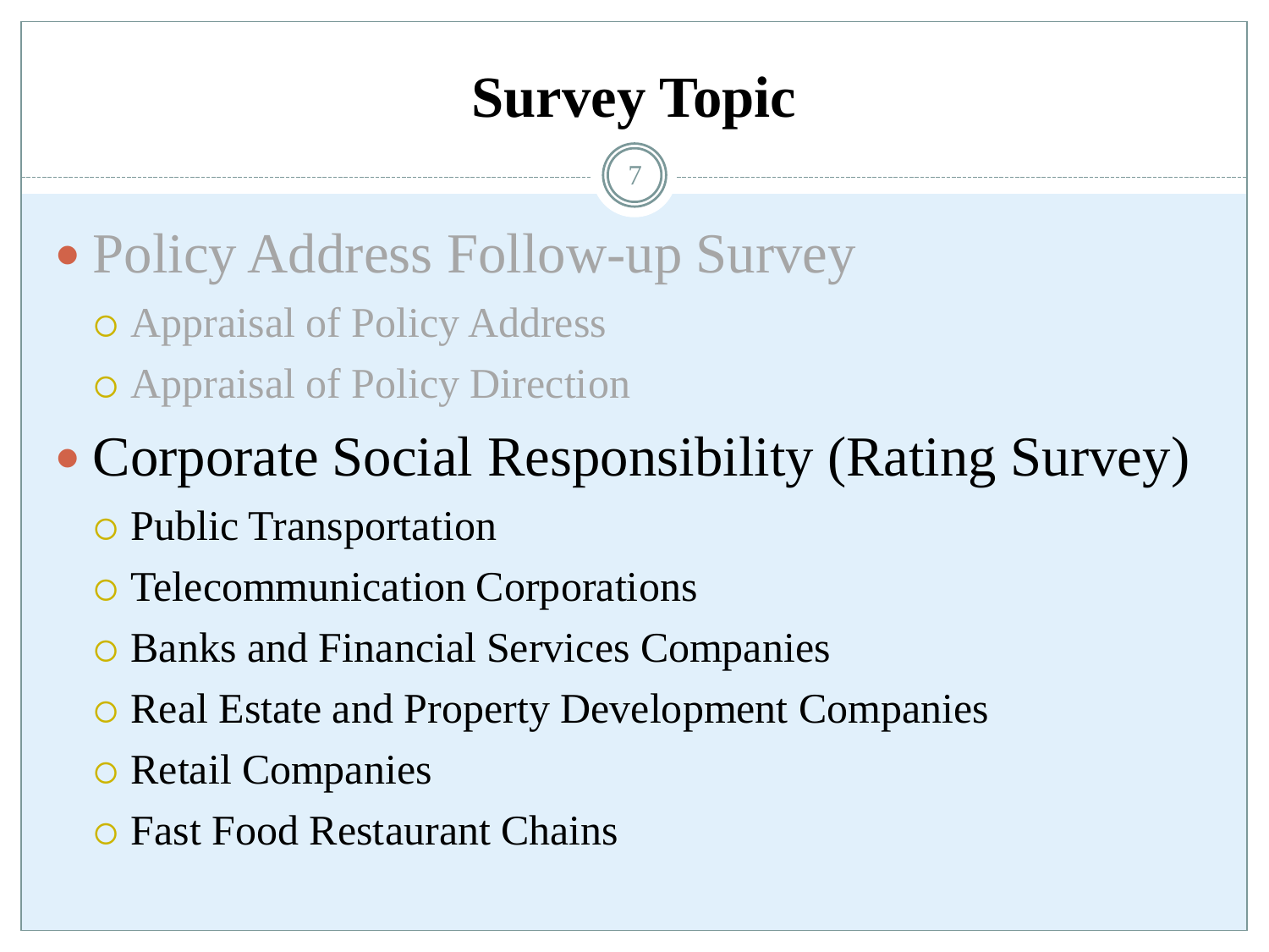# Survey Topic

- Policy Address Follow-up Survey
  - Appraisal of Policy Address
  - Appraisal of Policy Direction
- Corporate Social Responsibility (Rating Survey)
  - Public Transportation
  - Telecommunication Corporations
  - Banks and Financial Services Companies
  - Real Estate and Property Development Companies
  - Retail Companies
  - Fast Food Restaurant Chains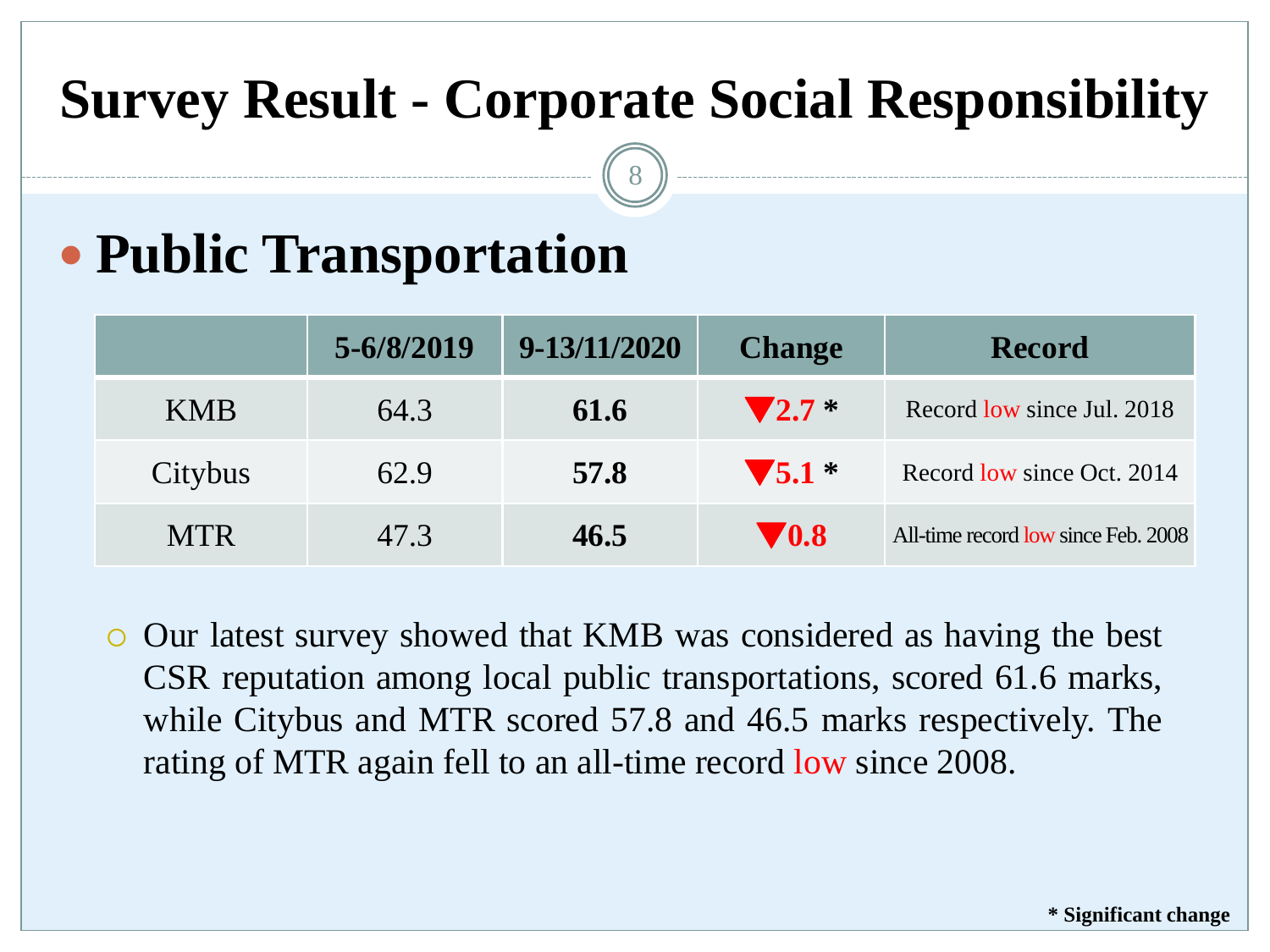# Survey Result - Corporate Social Responsibility

## Public Transportation

| | 5-6/8/2019 | 9-13/11/2020 | Change | Record |
|---|---|---|---|---|
| KMB | 64.3 | **61.6** | ▼2.7 * | Record low since Jul. 2018 |
| Citybus | 62.9 | **57.8** | ▼5.1 * | Record low since Oct. 2014 |
| MTR | 47.3 | **46.5** | ▼0.8 | All-time record low since Feb. 2008 |

- Our latest survey showed that KMB was considered as having the best CSR reputation among local public transportations, scored 61.6 marks, while Citybus and MTR scored 57.8 and 46.5 marks respectively. The rating of MTR again fell to an all-time record low since 2008.

**\* Significant change**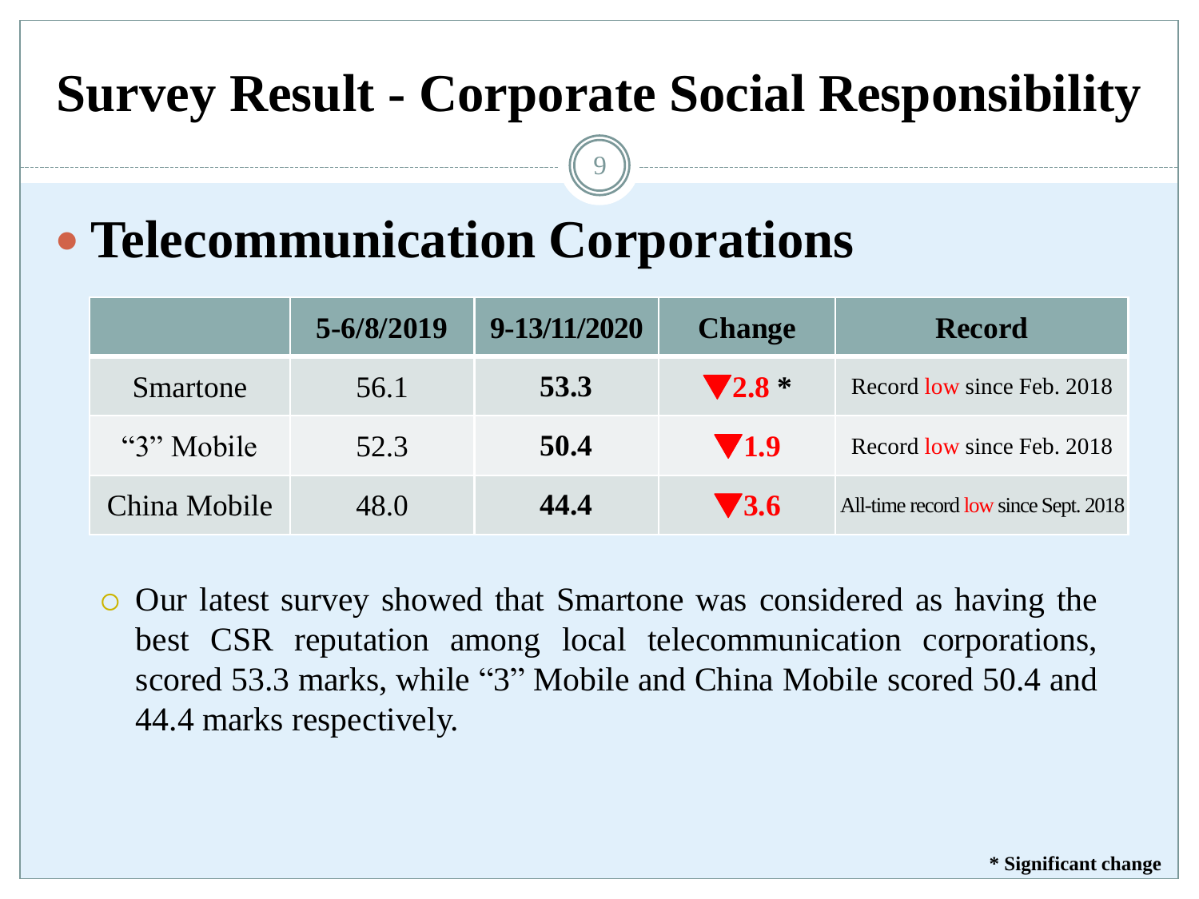# Survey Result - Corporate Social Responsibility

## Telecommunication Corporations

| | 5-6/8/2019 | 9-13/11/2020 | Change | Record |
|---|---|---|---|---|
| Smartone | 56.1 | **53.3** | ▼2.8 * | Record low since Feb. 2018 |
| "3" Mobile | 52.3 | **50.4** | ▼1.9 | Record low since Feb. 2018 |
| China Mobile | 48.0 | **44.4** | ▼3.6 | All-time record low since Sept. 2018 |

- Our latest survey showed that Smartone was considered as having the best CSR reputation among local telecommunication corporations, scored 53.3 marks, while "3" Mobile and China Mobile scored 50.4 and 44.4 marks respectively.

**\* Significant change**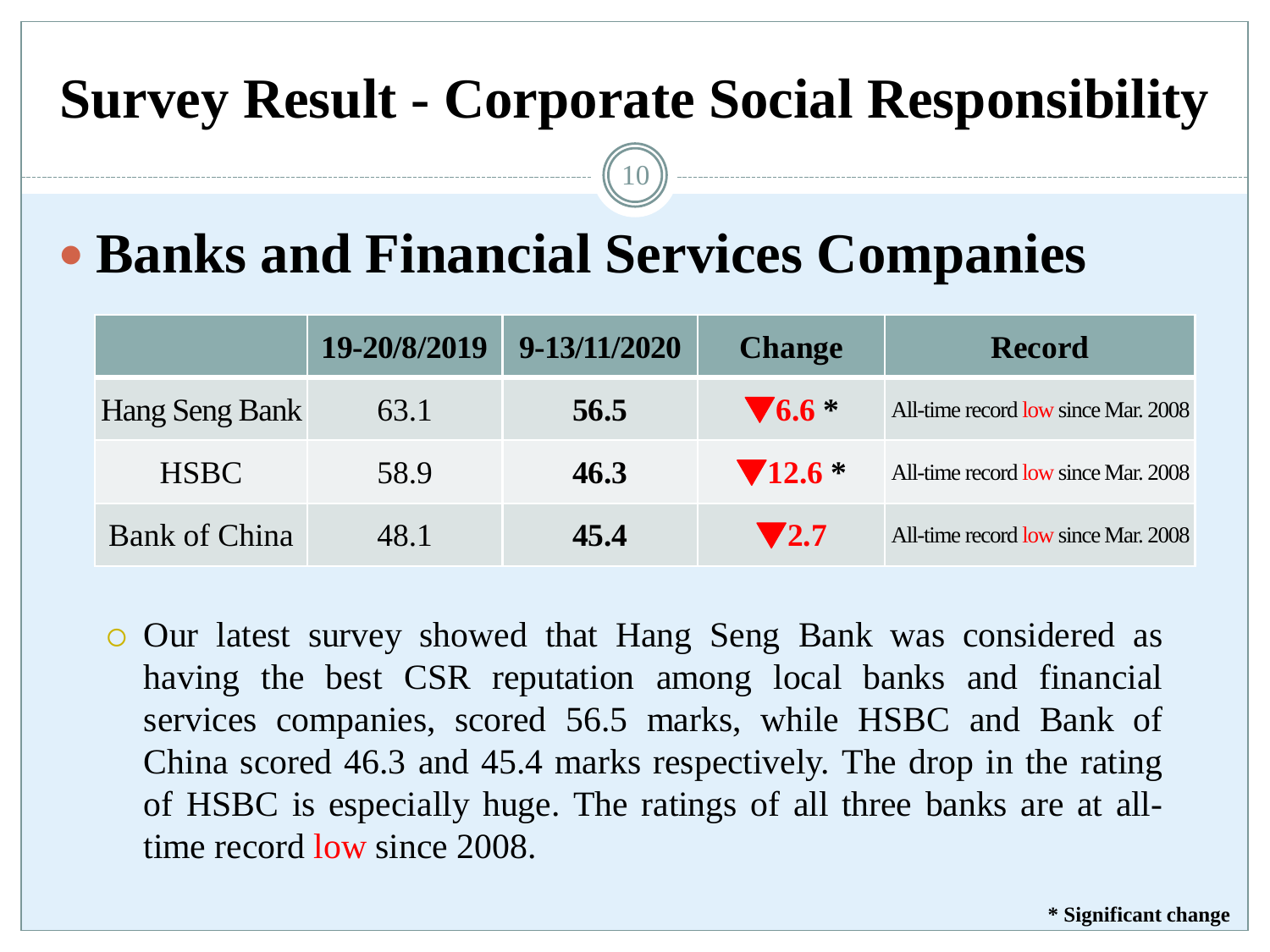# Survey Result - Corporate Social Responsibility

## Banks and Financial Services Companies

| | 19-20/8/2019 | 9-13/11/2020 | Change | Record |
|---|---|---|---|---|
| Hang Seng Bank | 63.1 | **56.5** | ▼**6.6 \*** | All-time record low since Mar. 2008 |
| HSBC | 58.9 | **46.3** | ▼**12.6 \*** | All-time record low since Mar. 2008 |
| Bank of China | 48.1 | **45.4** | ▼**2.7** | All-time record low since Mar. 2008 |

- Our latest survey showed that Hang Seng Bank was considered as having the best CSR reputation among local banks and financial services companies, scored 56.5 marks, while HSBC and Bank of China scored 46.3 and 45.4 marks respectively. The drop in the rating of HSBC is especially huge. The ratings of all three banks are at all-time record low since 2008.

**\* Significant change**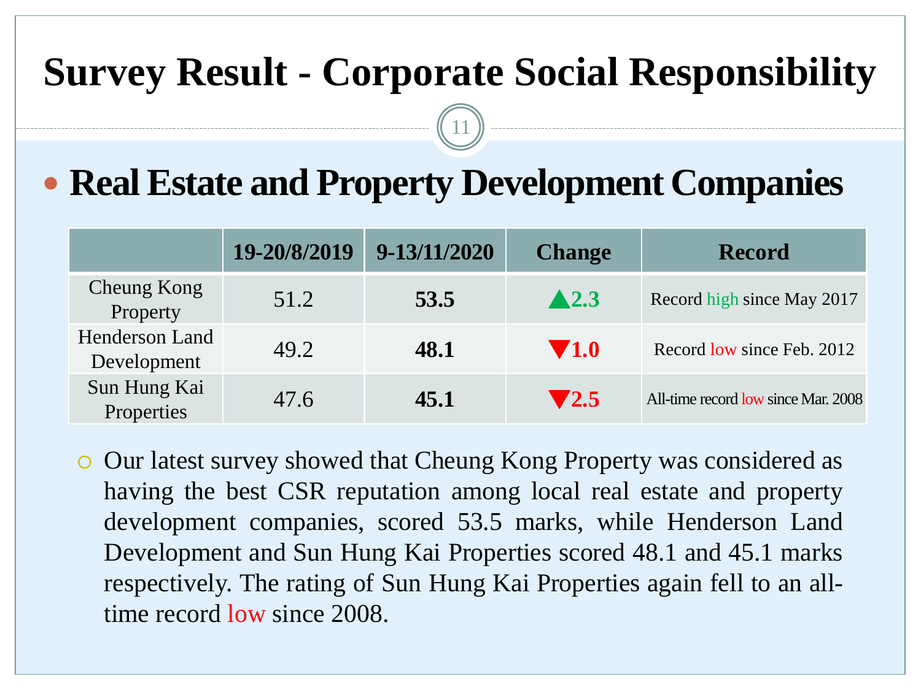# Survey Result - Corporate Social Responsibility

## Real Estate and Property Development Companies

| | 19-20/8/2019 | 9-13/11/2020 | Change | Record |
|---|---|---|---|---|
| Cheung Kong Property | 51.2 | **53.5** | ▲**2.3** | Record high since May 2017 |
| Henderson Land Development | 49.2 | **48.1** | ▼**1.0** | Record low since Feb. 2012 |
| Sun Hung Kai Properties | 47.6 | **45.1** | ▼**2.5** | All-time record low since Mar. 2008 |

- Our latest survey showed that Cheung Kong Property was considered as having the best CSR reputation among local real estate and property development companies, scored 53.5 marks, while Henderson Land Development and Sun Hung Kai Properties scored 48.1 and 45.1 marks respectively. The rating of Sun Hung Kai Properties again fell to an all-time record low since 2008.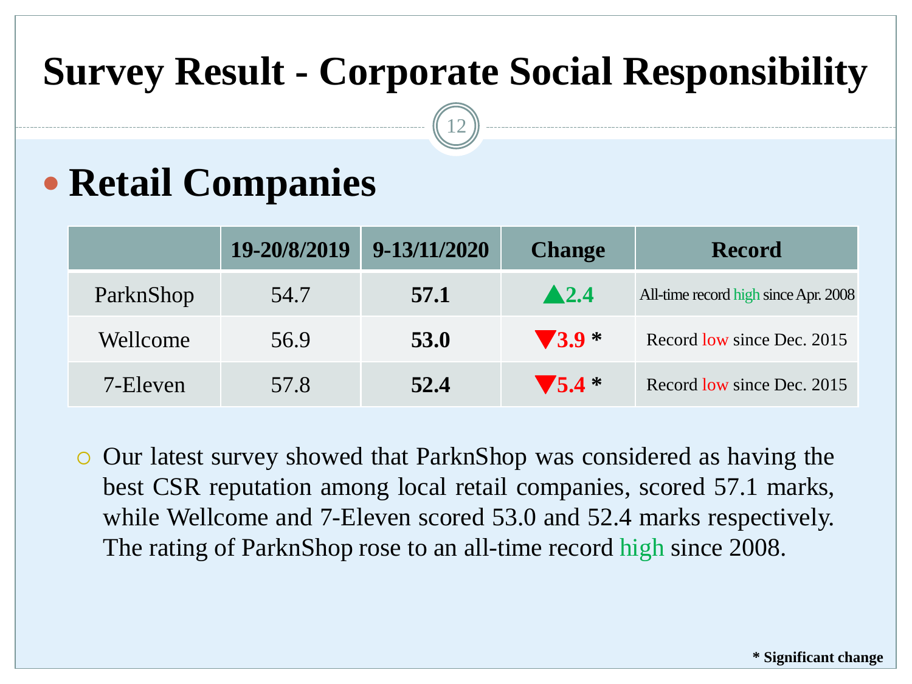# Survey Result - Corporate Social Responsibility

## Retail Companies

| | 19-20/8/2019 | 9-13/11/2020 | Change | Record |
|---|---|---|---|---|
| ParknShop | 54.7 | **57.1** | ▲2.4 | All-time record high since Apr. 2008 |
| Wellcome | 56.9 | **53.0** | ▼3.9 * | Record low since Dec. 2015 |
| 7-Eleven | 57.8 | **52.4** | ▼5.4 * | Record low since Dec. 2015 |

- Our latest survey showed that ParknShop was considered as having the best CSR reputation among local retail companies, scored 57.1 marks, while Wellcome and 7-Eleven scored 53.0 and 52.4 marks respectively. The rating of ParknShop rose to an all-time record high since 2008.

**\* Significant change**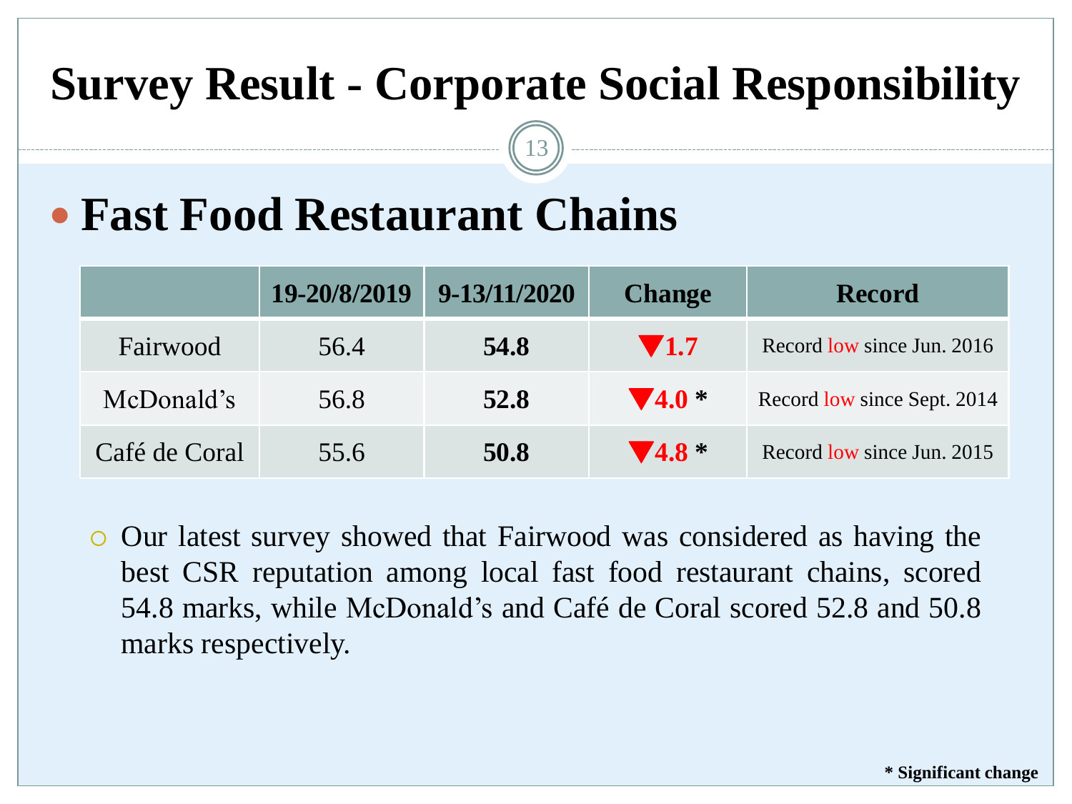# Survey Result - Corporate Social Responsibility

## Fast Food Restaurant Chains

| | 19-20/8/2019 | 9-13/11/2020 | Change | Record |
|---|---|---|---|---|
| Fairwood | 56.4 | **54.8** | ▼**1.7** | Record low since Jun. 2016 |
| McDonald's | 56.8 | **52.8** | ▼**4.0 \*** | Record low since Sept. 2014 |
| Café de Coral | 55.6 | **50.8** | ▼**4.8 \*** | Record low since Jun. 2015 |

- Our latest survey showed that Fairwood was considered as having the best CSR reputation among local fast food restaurant chains, scored 54.8 marks, while McDonald's and Café de Coral scored 52.8 and 50.8 marks respectively.

**\* Significant change**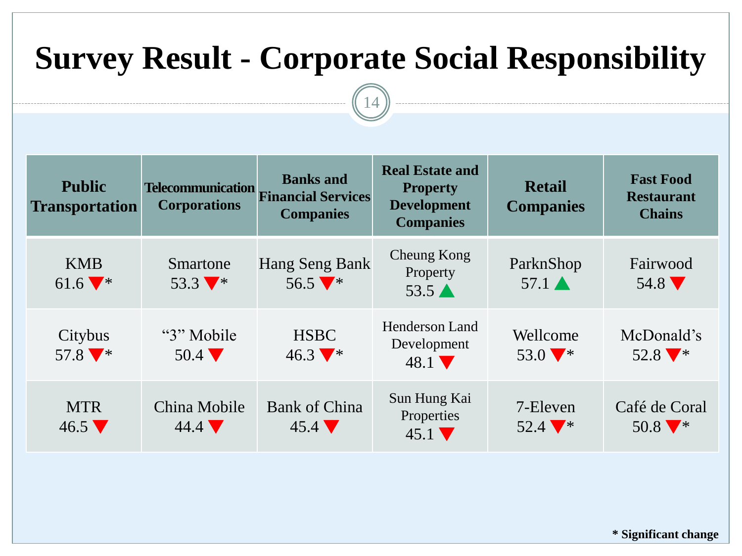# Survey Result - Corporate Social Responsibility

| Public Transportation | Telecommunication Corporations | Banks and Financial Services Companies | Real Estate and Property Development Companies | Retail Companies | Fast Food Restaurant Chains |
|---|---|---|---|---|---|
| KMB 61.6 ▼* | Smartone 53.3 ▼* | Hang Seng Bank 56.5 ▼* | Cheung Kong Property 53.5 ▲ | ParknShop 57.1 ▲ | Fairwood 54.8 ▼ |
| Citybus 57.8 ▼* | "3" Mobile 50.4 ▼ | HSBC 46.3 ▼* | Henderson Land Development 48.1 ▼ | Wellcome 53.0 ▼* | McDonald's 52.8 ▼* |
| MTR 46.5 ▼ | China Mobile 44.4 ▼ | Bank of China 45.4 ▼ | Sun Hung Kai Properties 45.1 ▼ | 7-Eleven 52.4 ▼* | Café de Coral 50.8 ▼* |

**\* Significant change**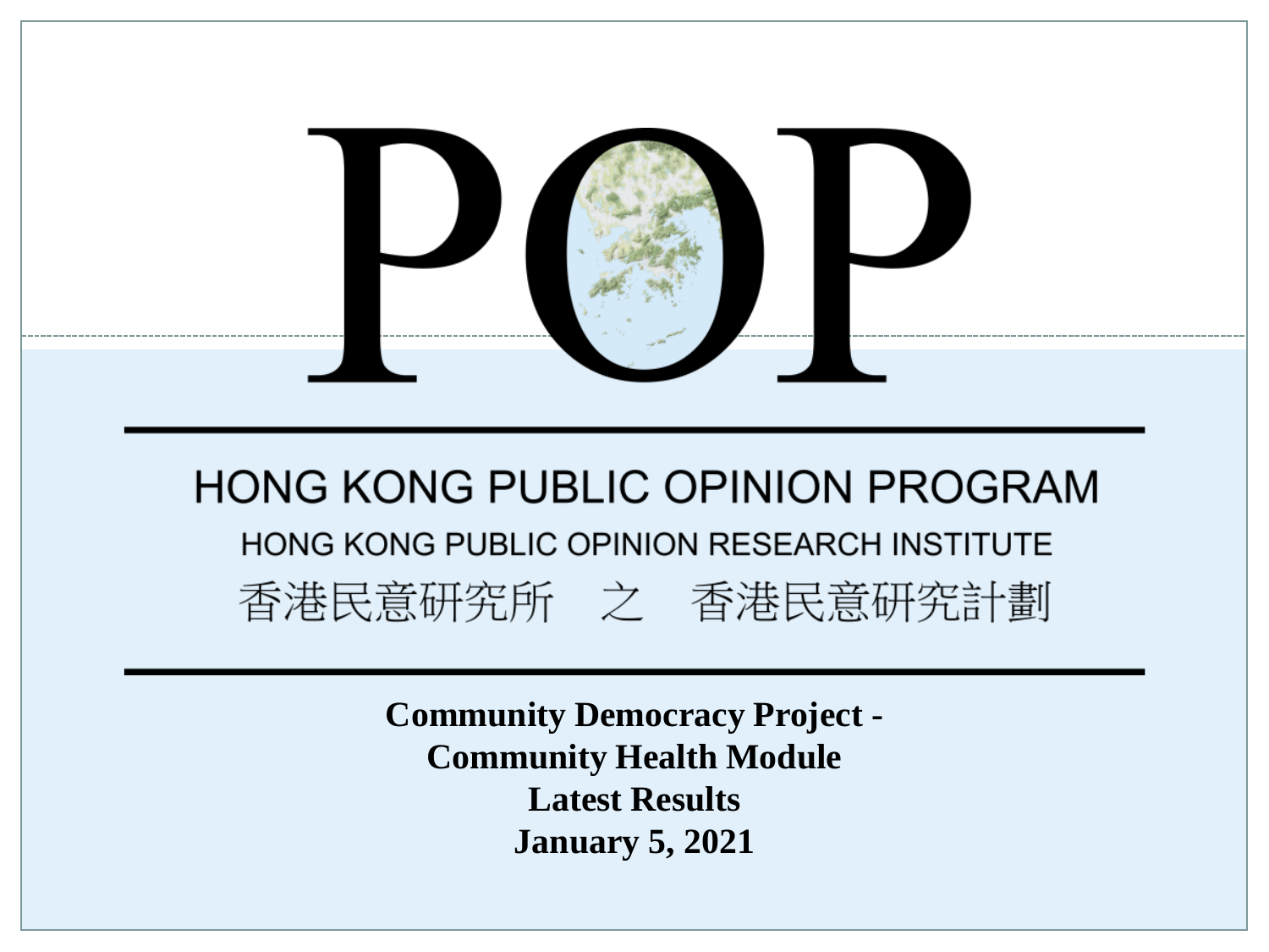# POP

## HONG KONG PUBLIC OPINION PROGRAM

HONG KONG PUBLIC OPINION RESEARCH INSTITUTE

香港民意研究所　之　香港民意研究計劃

**Community Democracy Project -**
**Community Health Module**
**Latest Results**
**January 5, 2021**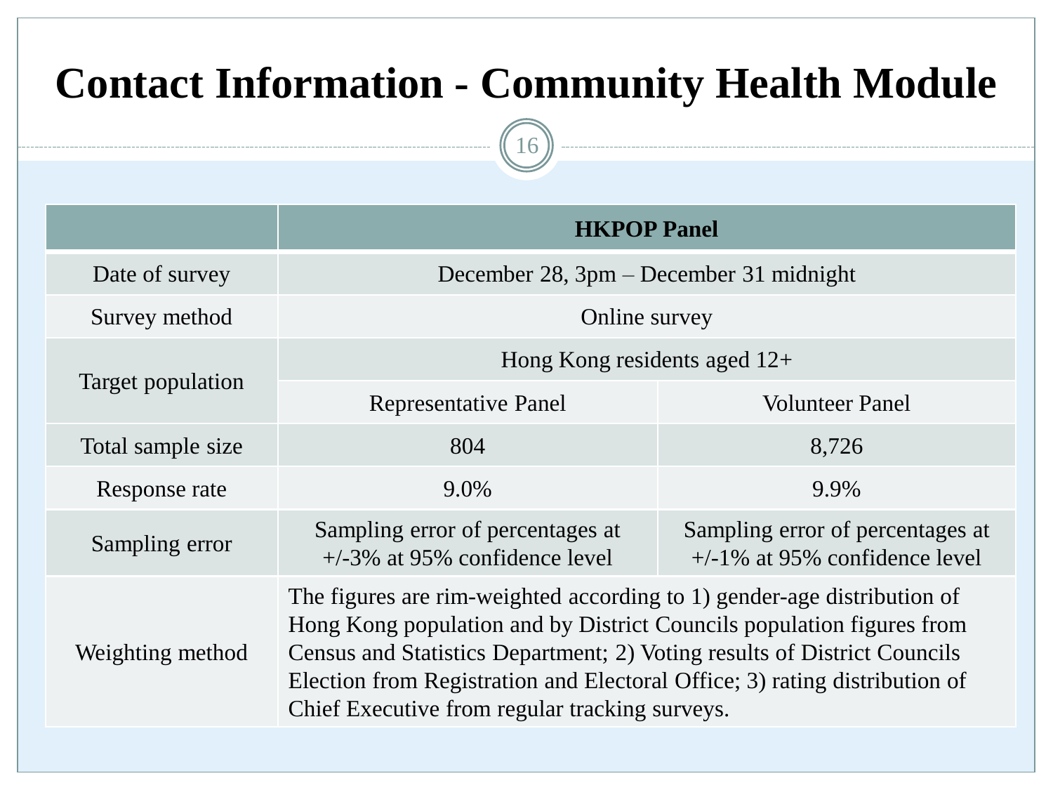# Contact Information - Community Health Module

| | HKPOP Panel | |
|---|---|---|
| Date of survey | December 28, 3pm – December 31 midnight | |
| Survey method | Online survey | |
| Target population | Hong Kong residents aged 12+ | |
| | Representative Panel | Volunteer Panel |
| Total sample size | 804 | 8,726 |
| Response rate | 9.0% | 9.9% |
| Sampling error | Sampling error of percentages at +/-3% at 95% confidence level | Sampling error of percentages at +/-1% at 95% confidence level |
| Weighting method | The figures are rim-weighted according to 1) gender-age distribution of Hong Kong population and by District Councils population figures from Census and Statistics Department; 2) Voting results of District Councils Election from Registration and Electoral Office; 3) rating distribution of Chief Executive from regular tracking surveys. | |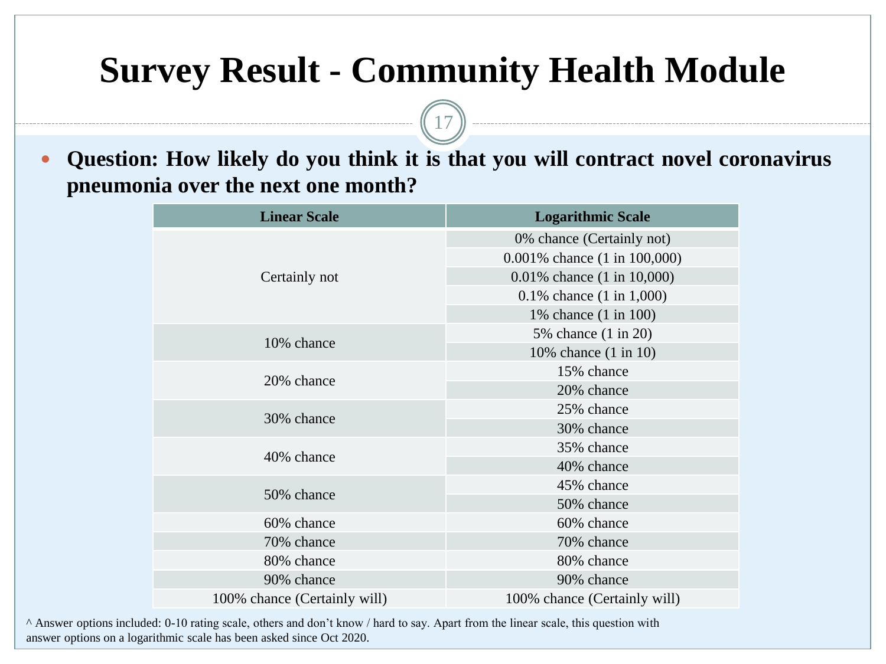# Survey Result - Community Health Module

- **Question: How likely do you think it is that you will contract novel coronavirus pneumonia over the next one month?**

| Linear Scale | Logarithmic Scale |
|---|---|
| Certainly not | 0% chance (Certainly not) |
| | 0.001% chance (1 in 100,000) |
| | 0.01% chance (1 in 10,000) |
| | 0.1% chance (1 in 1,000) |
| | 1% chance (1 in 100) |
| 10% chance | 5% chance (1 in 20) |
| | 10% chance (1 in 10) |
| 20% chance | 15% chance |
| | 20% chance |
| 30% chance | 25% chance |
| | 30% chance |
| 40% chance | 35% chance |
| | 40% chance |
| 50% chance | 45% chance |
| | 50% chance |
| 60% chance | 60% chance |
| 70% chance | 70% chance |
| 80% chance | 80% chance |
| 90% chance | 90% chance |
| 100% chance (Certainly will) | 100% chance (Certainly will) |

^ Answer options included: 0-10 rating scale, others and don't know / hard to say. Apart from the linear scale, this question with answer options on a logarithmic scale has been asked since Oct 2020.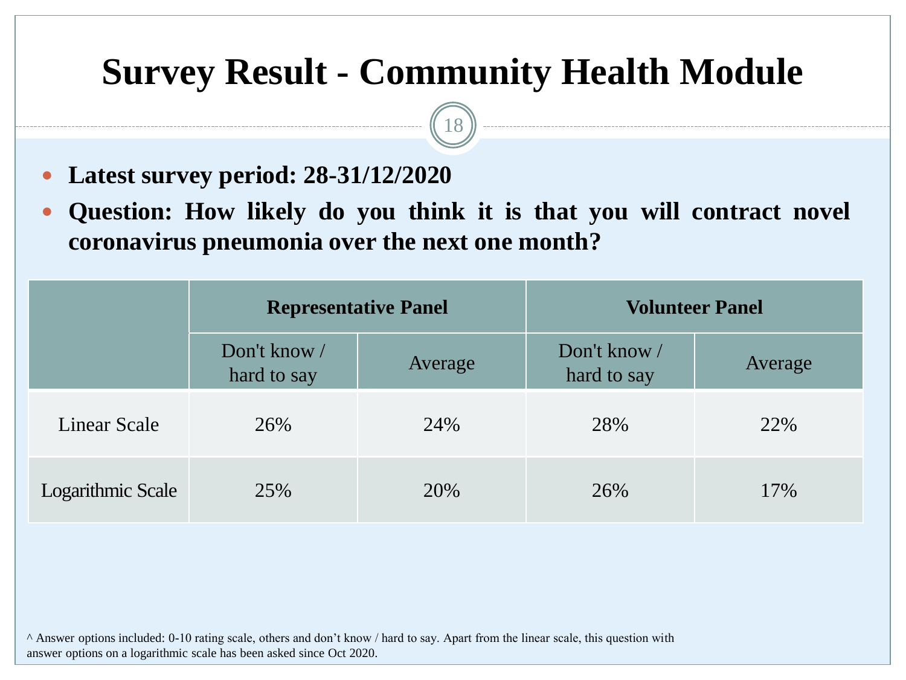# Survey Result - Community Health Module

- **Latest survey period: 28-31/12/2020**
- **Question: How likely do you think it is that you will contract novel coronavirus pneumonia over the next one month?**

| | **Representative Panel** | | **Volunteer Panel** | |
|---|---|---|---|---|
| | Don't know / hard to say | Average | Don't know / hard to say | Average |
| Linear Scale | 26% | 24% | 28% | 22% |
| Logarithmic Scale | 25% | 20% | 26% | 17% |

^ Answer options included: 0-10 rating scale, others and don't know / hard to say. Apart from the linear scale, this question with answer options on a logarithmic scale has been asked since Oct 2020.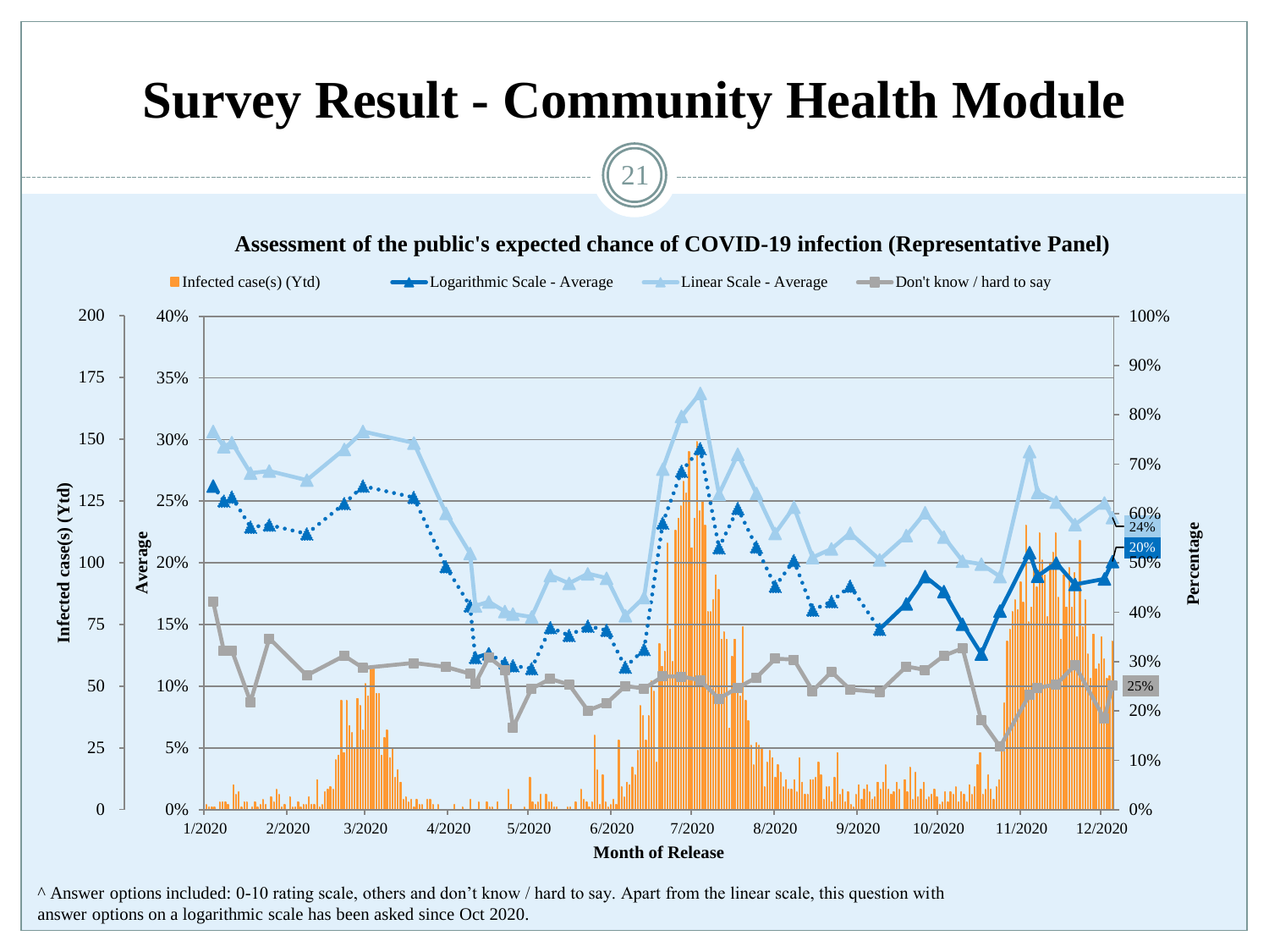# Survey Result - Community Health Module

**Assessment of the public's expected chance of COVID-19 infection (Representative Panel)**

Infected case(s) (Ytd) | Logarithmic Scale - Average | Linear Scale - Average | Don't know / hard to say

Infected case(s) (Ytd): 0, 25, 50, 75, 100, 125, 150, 175, 200

Average: 0%, 5%, 10%, 15%, 20%, 25%, 30%, 35%, 40%

Percentage: 0%, 10%, 20%, 30%, 40%, 50%, 60%, 70%, 80%, 90%, 100%

Month of Release: 1/2020, 2/2020, 3/2020, 4/2020, 5/2020, 6/2020, 7/2020, 8/2020, 9/2020, 10/2020, 11/2020, 12/2020

24%, 20%, 25%

^ Answer options included: 0-10 rating scale, others and don't know / hard to say. Apart from the linear scale, this question with answer options on a logarithmic scale has been asked since Oct 2020.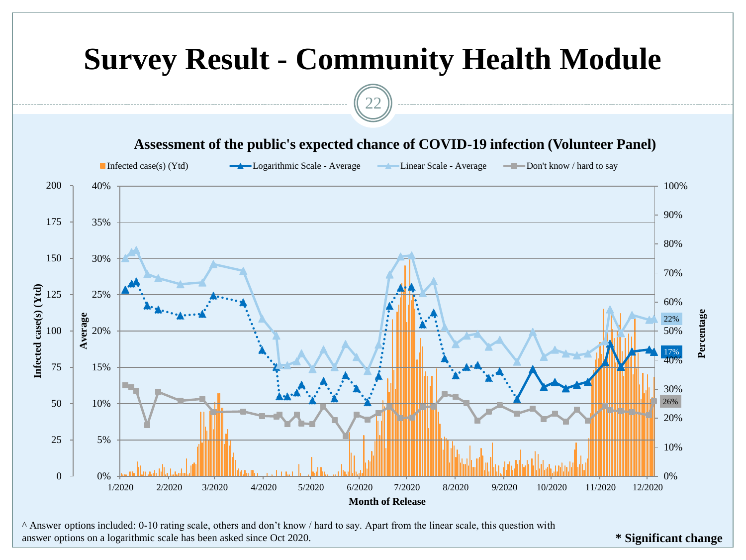# Survey Result - Community Health Module

**Assessment of the public's expected chance of COVID-19 infection (Volunteer Panel)**

Infected case(s) (Ytd) | Logarithmic Scale - Average | Linear Scale - Average | Don't know / hard to say

22%

17%

26%

^ Answer options included: 0-10 rating scale, others and don't know / hard to say. Apart from the linear scale, this question with answer options on a logarithmic scale has been asked since Oct 2020.

**\* Significant change**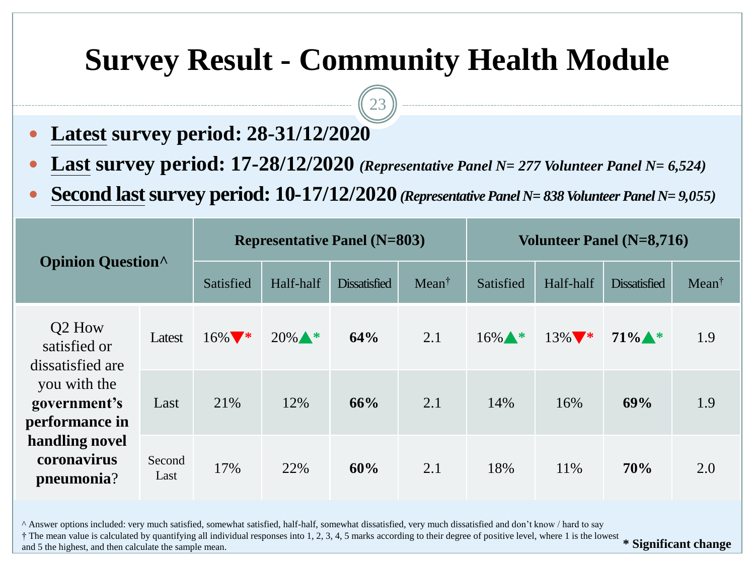# Survey Result - Community Health Module

- **Latest survey period: 28-31/12/2020**
- **Last survey period: 17-28/12/2020** ***(Representative Panel N= 277 Volunteer Panel N= 6,524)***
- **Second last survey period: 10-17/12/2020** ***(Representative Panel N= 838 Volunteer Panel N= 9,055)***

| Opinion Question^ | | Representative Panel (N=803) | | | | Volunteer Panel (N=8,716) | | | |
|---|---|---|---|---|---|---|---|---|---|
| | | Satisfied | Half-half | Dissatisfied | Mean† | Satisfied | Half-half | Dissatisfied | Mean† |
| Q2 How satisfied or dissatisfied are you with the **government's performance in handling novel coronavirus pneumonia**? | Latest | 16%▼* | 20%▲* | **64%** | 2.1 | 16%▲* | 13%▼* | **71%▲*** | 1.9 |
| | Last | 21% | 12% | **66%** | 2.1 | 14% | 16% | **69%** | 1.9 |
| | Second Last | 17% | 22% | **60%** | 2.1 | 18% | 11% | **70%** | 2.0 |

^ Answer options included: very much satisfied, somewhat satisfied, half-half, somewhat dissatisfied, very much dissatisfied and don't know / hard to say

† The mean value is calculated by quantifying all individual responses into 1, 2, 3, 4, 5 marks according to their degree of positive level, where 1 is the lowest and 5 the highest, and then calculate the sample mean.

**\* Significant change**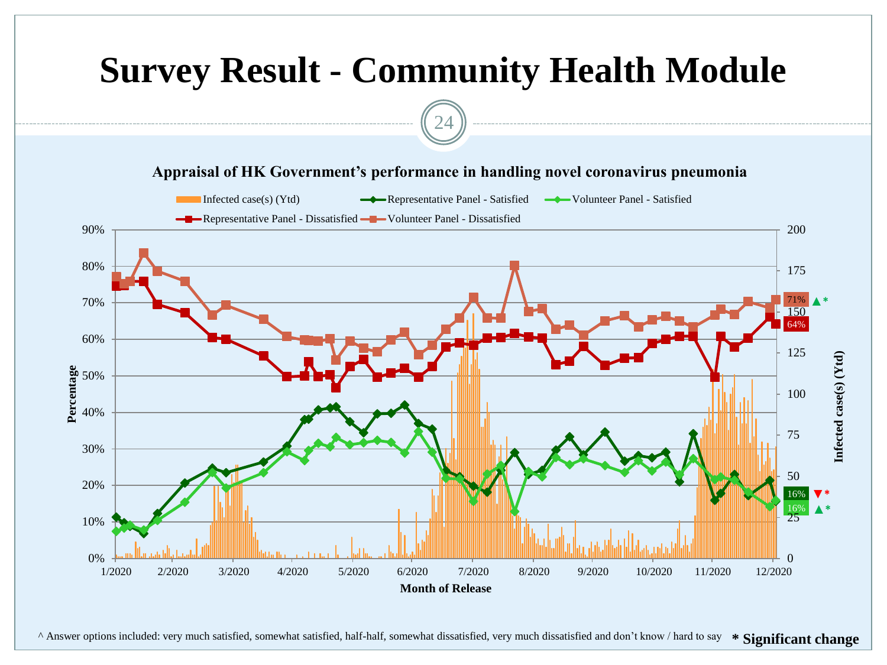# Survey Result - Community Health Module

**Appraisal of HK Government's performance in handling novel coronavirus pneumonia**

Legend: Infected case(s) (Ytd); Representative Panel - Satisfied; Volunteer Panel - Satisfied; Representative Panel - Dissatisfied; Volunteer Panel - Dissatisfied

Latest values: Volunteer Panel - Dissatisfied 71% ▲*; Representative Panel - Dissatisfied 64%; Representative Panel - Satisfied 16% ▼*; Volunteer Panel - Satisfied 16% ▲*

Y-axis (left): Percentage (0%–90%)
Y-axis (right): Infected case(s) (Ytd) (0–200)
X-axis: Month of Release (1/2020 – 12/2020)

^ Answer options included: very much satisfied, somewhat satisfied, half-half, somewhat dissatisfied, very much dissatisfied and don't know / hard to say

**\* Significant change**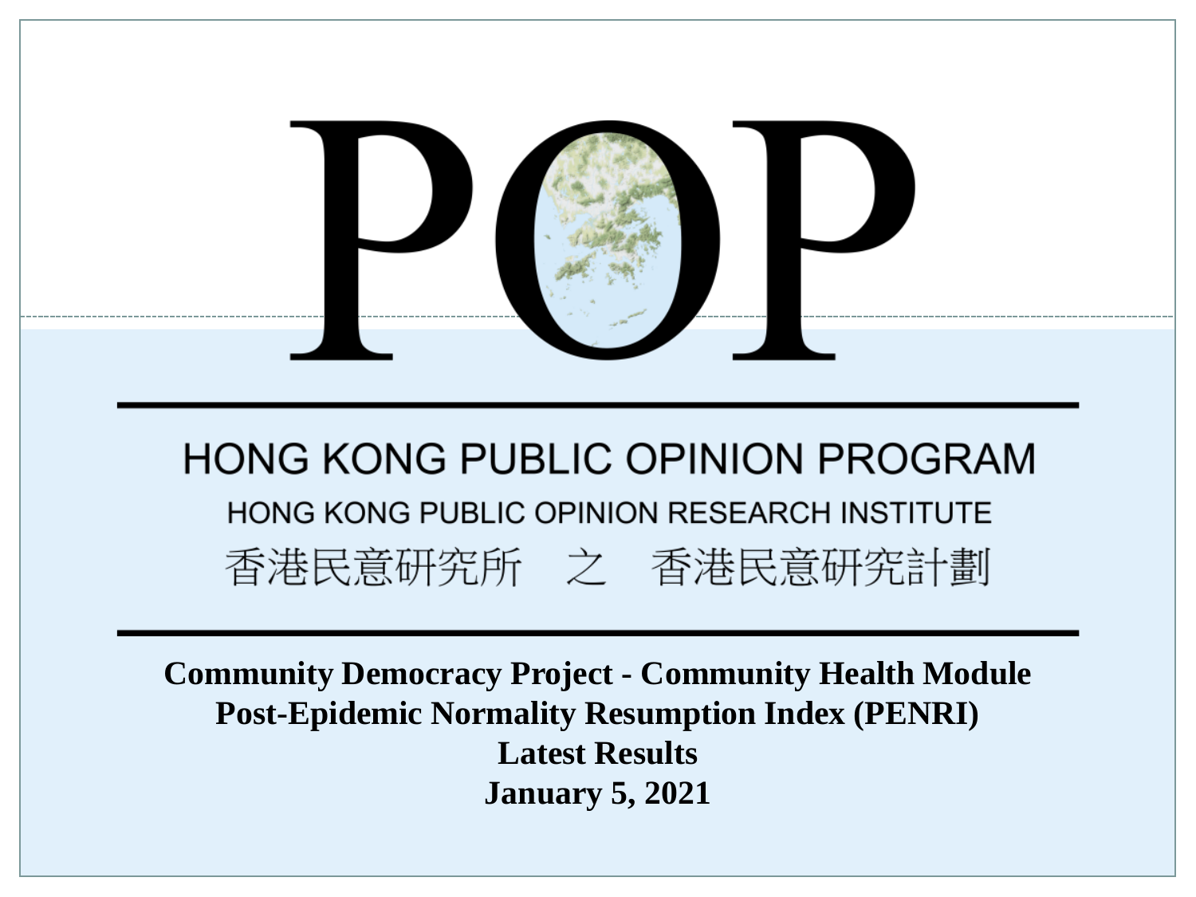# POP

## HONG KONG PUBLIC OPINION PROGRAM

HONG KONG PUBLIC OPINION RESEARCH INSTITUTE

香港民意研究所　之　香港民意研究計劃

**Community Democracy Project - Community Health Module**
**Post-Epidemic Normality Resumption Index (PENRI)**
**Latest Results**
**January 5, 2021**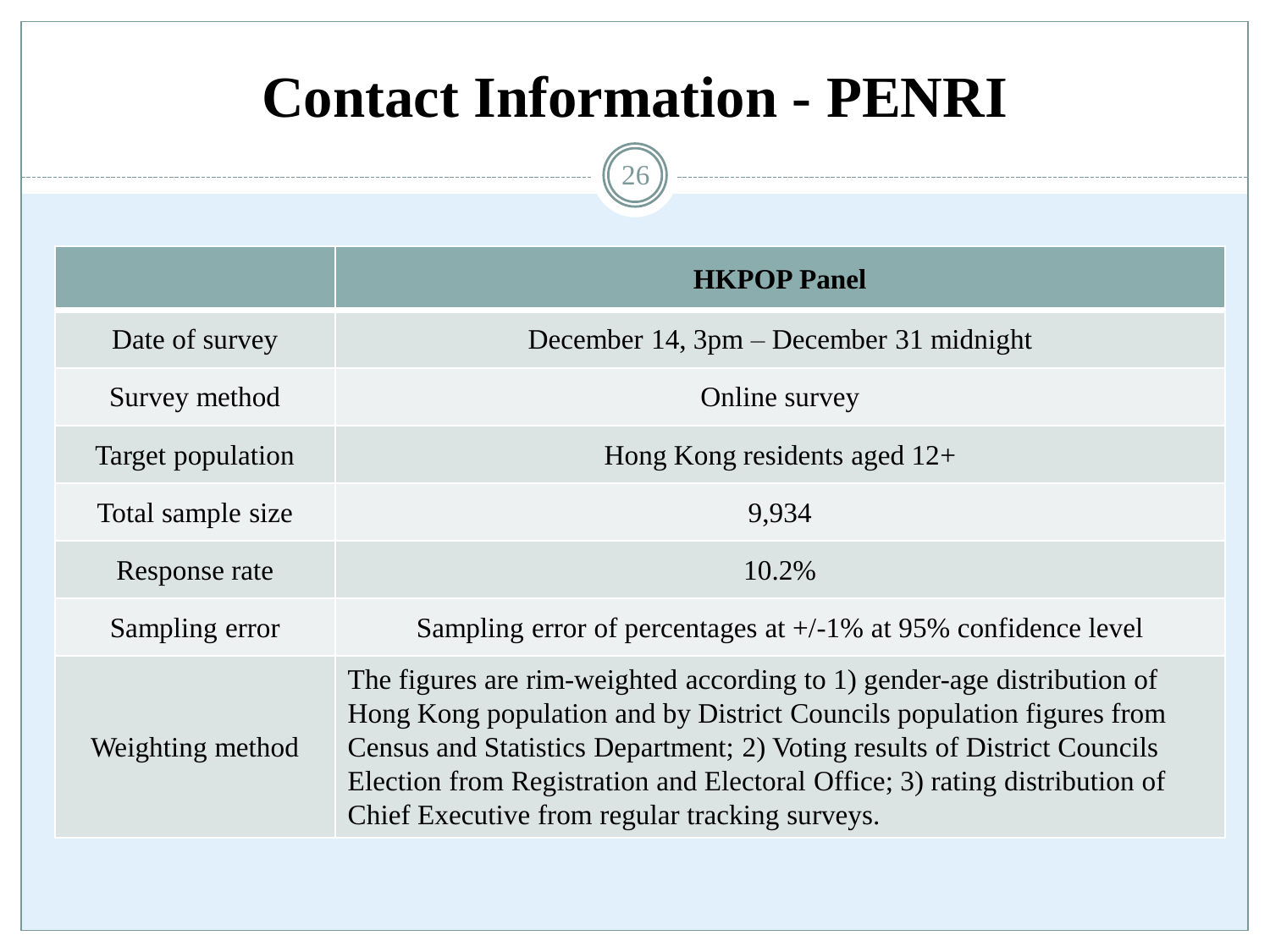# Contact Information - PENRI

| | HKPOP Panel |
|---|---|
| Date of survey | December 14, 3pm – December 31 midnight |
| Survey method | Online survey |
| Target population | Hong Kong residents aged 12+ |
| Total sample size | 9,934 |
| Response rate | 10.2% |
| Sampling error | Sampling error of percentages at +/-1% at 95% confidence level |
| Weighting method | The figures are rim-weighted according to 1) gender-age distribution of Hong Kong population and by District Councils population figures from Census and Statistics Department; 2) Voting results of District Councils Election from Registration and Electoral Office; 3) rating distribution of Chief Executive from regular tracking surveys. |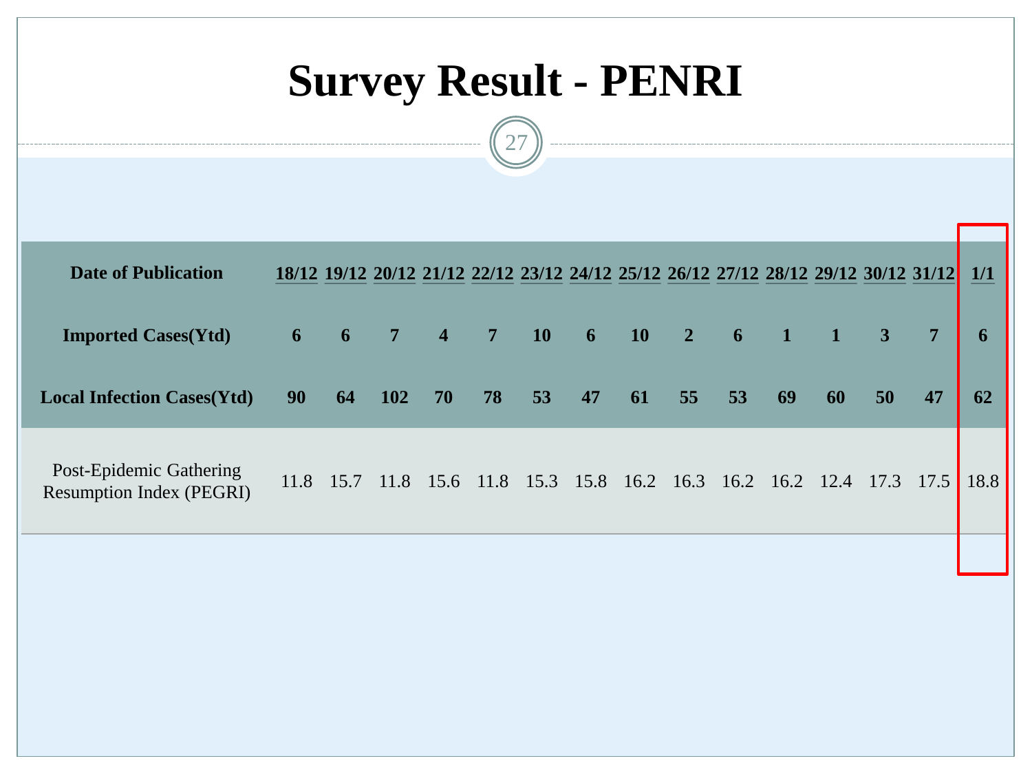# Survey Result - PENRI

| Date of Publication | 18/12 | 19/12 | 20/12 | 21/12 | 22/12 | 23/12 | 24/12 | 25/12 | 26/12 | 27/12 | 28/12 | 29/12 | 30/12 | 31/12 | 1/1 |
|---|---|---|---|---|---|---|---|---|---|---|---|---|---|---|---|
| **Imported Cases(Ytd)** | **6** | **6** | **7** | **4** | **7** | **10** | **6** | **10** | **2** | **6** | **1** | **1** | **3** | **7** | **6** |
| **Local Infection Cases(Ytd)** | **90** | **64** | **102** | **70** | **78** | **53** | **47** | **61** | **55** | **53** | **69** | **60** | **50** | **47** | **62** |
| Post-Epidemic Gathering Resumption Index (PEGRI) | 11.8 | 15.7 | 11.8 | 15.6 | 11.8 | 15.3 | 15.8 | 16.2 | 16.3 | 16.2 | 16.2 | 12.4 | 17.3 | 17.5 | 18.8 |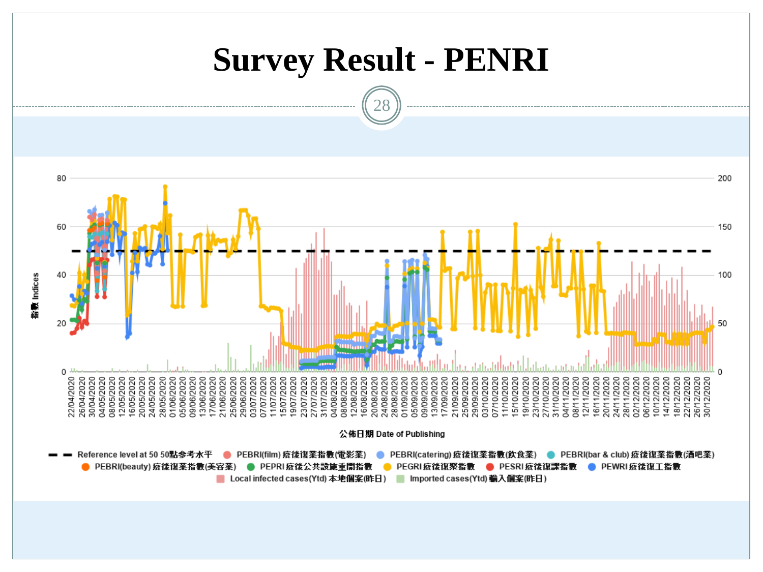# Survey Result - PENRI

80

60

40

20

0

200

150

100

50

0

指數 Indices

22/04/2020
26/04/2020
30/04/2020
04/05/2020
08/05/2020
12/05/2020
16/05/2020
20/05/2020
24/05/2020
28/05/2020
01/06/2020
05/06/2020
09/06/2020
13/06/2020
17/06/2020
21/06/2020
25/06/2020
29/06/2020
03/07/2020
07/07/2020
11/07/2020
15/07/2020
19/07/2020
23/07/2020
27/07/2020
31/07/2020
04/08/2020
08/08/2020
12/08/2020
16/08/2020
20/08/2020
24/08/2020
28/08/2020
01/09/2020
05/09/2020
09/09/2020
13/09/2020
17/09/2020
21/09/2020
25/09/2020
29/09/2020
03/10/2020
07/10/2020
11/10/2020
15/10/2020
19/10/2020
23/10/2020
27/10/2020
31/10/2020
04/11/2020
08/11/2020
12/11/2020
16/11/2020
20/11/2020
24/11/2020
28/11/2020
02/12/2020
06/12/2020
10/12/2020
14/12/2020
18/12/2020
22/12/2020
26/12/2020
30/12/2020

公佈日期 Date of Publishing

Reference level at 50 50點參考水平
PEBRI(film) 疫後復業指數(電影業)
PEBRI(catering) 疫後復業指數(飲食業)
PEBRI(bar & club) 疫後復業指數(酒吧業)
PEBRI(beauty) 疫後復業指數(美容業)
PEPRI 疫後公共設施重開指數
PEGRI 疫後復聚指數
PESRI 疫後復課指數
PEWRI 疫後復工指數
Local infected cases(Ytd) 本地個案(昨日)
Imported cases(Ytd) 輸入個案(昨日)